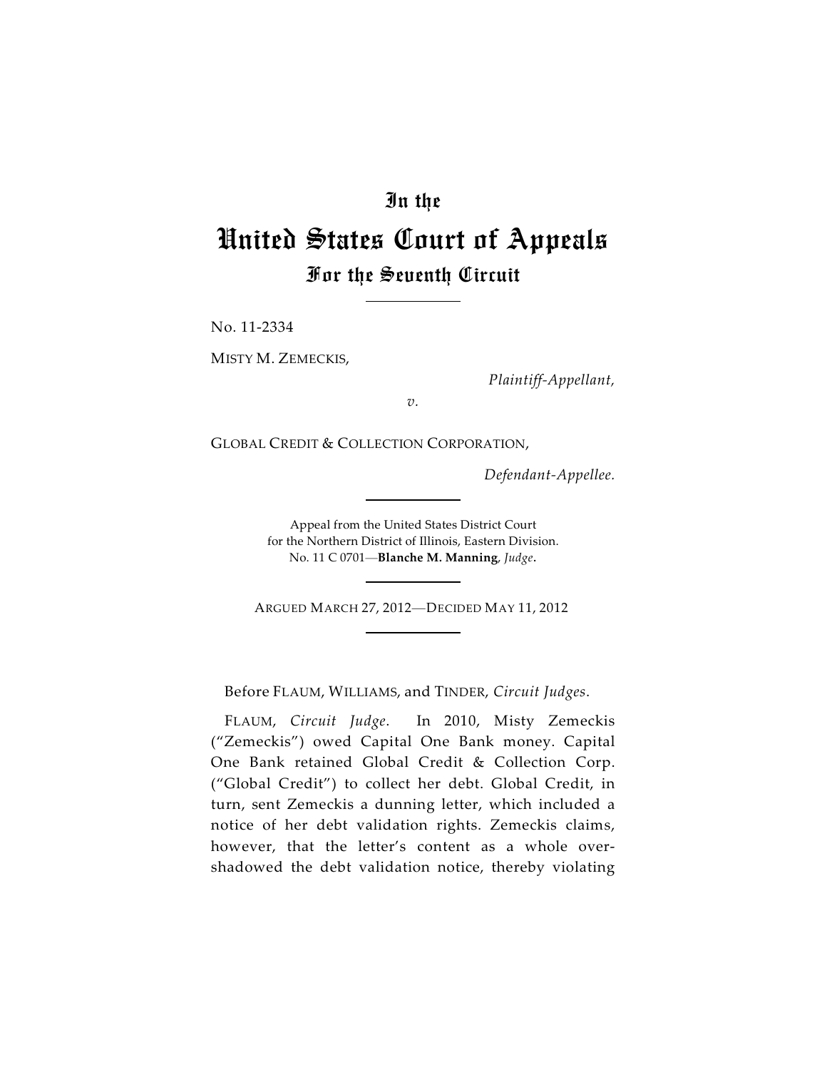# In the United States Court of Appeals For the Seventh Circuit

No. 11-2334

MISTY M. ZEMECKIS,

*Plaintiff-Appellant,*

*v.*

GLOBAL CREDIT & COLLECTION CORPORATION,

*Defendant-Appellee.*

Appeal from the United States District Court for the Northern District of Illinois, Eastern Division. No. 11 C 0701—**Blanche M. Manning**, *Judge*.

ARGUED MARCH 27, 2012—DECIDED MAY 11, 2012

Before FLAUM, WILLIAMS, and TINDER, *Circuit Judges*.

FLAUM, *Circuit Judge*. In 2010, Misty Zemeckis ("Zemeckis") owed Capital One Bank money. Capital One Bank retained Global Credit & Collection Corp. ("Global Credit") to collect her debt. Global Credit, in turn, sent Zemeckis a dunning letter, which included a notice of her debt validation rights. Zemeckis claims, however, that the letter's content as a whole overshadowed the debt validation notice, thereby violating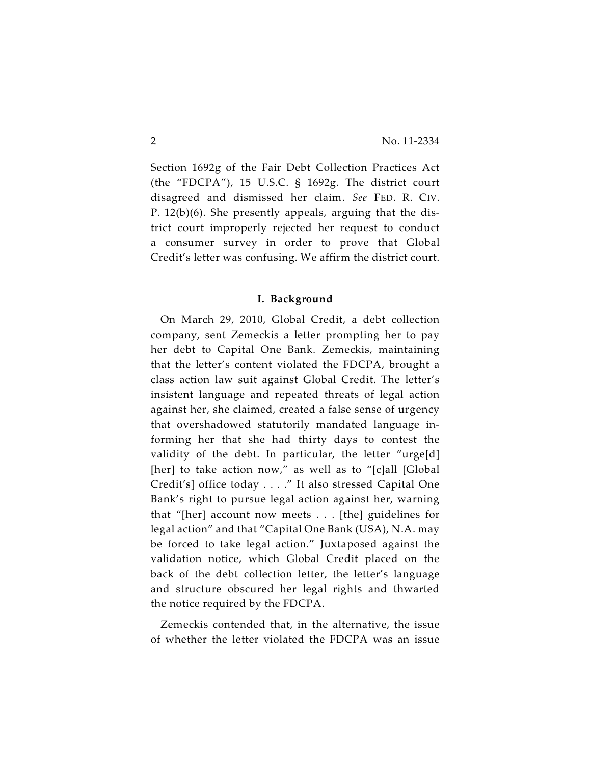Section 1692g of the Fair Debt Collection Practices Act (the "FDCPA"), 15 U.S.C. § 1692g. The district court disagreed and dismissed her claim. *See* FED. R. CIV. P. 12(b)(6). She presently appeals, arguing that the district court improperly rejected her request to conduct a consumer survey in order to prove that Global Credit's letter was confusing. We affirm the district court.

**I. Background**

On March 29, 2010, Global Credit, a debt collection company, sent Zemeckis a letter prompting her to pay her debt to Capital One Bank. Zemeckis, maintaining that the letter's content violated the FDCPA, brought a class action law suit against Global Credit. The letter's insistent language and repeated threats of legal action against her, she claimed, created a false sense of urgency that overshadowed statutorily mandated language informing her that she had thirty days to contest the validity of the debt. In particular, the letter "urge[d] [her] to take action now," as well as to "[c]all [Global Credit's] office today . . . ." It also stressed Capital One Bank's right to pursue legal action against her, warning that "[her] account now meets . . . [the] guidelines for legal action" and that "Capital One Bank (USA), N.A. may be forced to take legal action." Juxtaposed against the validation notice, which Global Credit placed on the back of the debt collection letter, the letter's language and structure obscured her legal rights and thwarted the notice required by the FDCPA.

Zemeckis contended that, in the alternative, the issue of whether the letter violated the FDCPA was an issue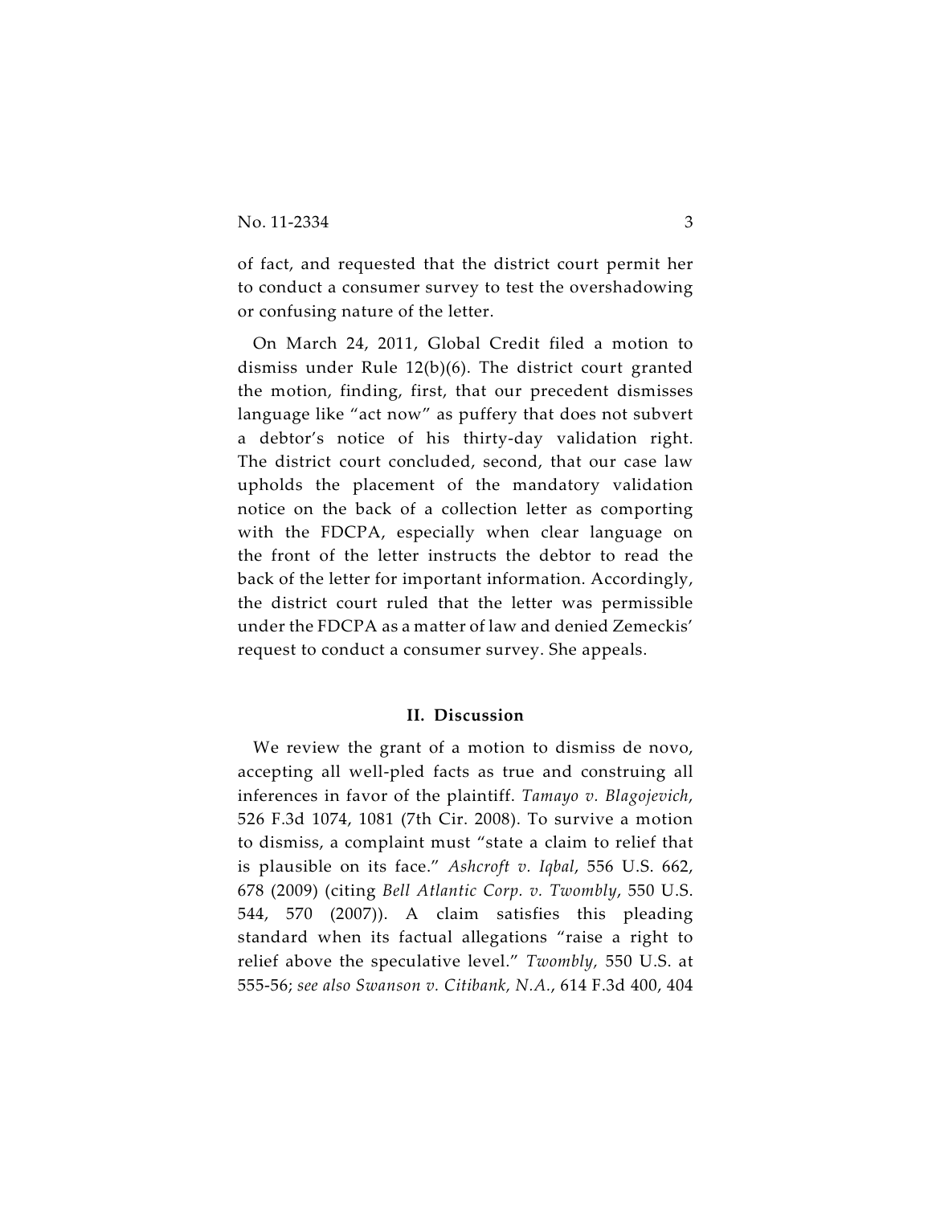of fact, and requested that the district court permit her to conduct a consumer survey to test the overshadowing or confusing nature of the letter.

On March 24, 2011, Global Credit filed a motion to dismiss under Rule 12(b)(6). The district court granted the motion, finding, first, that our precedent dismisses language like "act now" as puffery that does not subvert a debtor's notice of his thirty-day validation right. The district court concluded, second, that our case law upholds the placement of the mandatory validation notice on the back of a collection letter as comporting with the FDCPA, especially when clear language on the front of the letter instructs the debtor to read the back of the letter for important information. Accordingly, the district court ruled that the letter was permissible under the FDCPA as a matter of law and denied Zemeckis' request to conduct a consumer survey. She appeals.

## II. Discussion

We review the grant of a motion to dismiss de novo, accepting all well-pled facts as true and construing all inferences in favor of the plaintiff. *Tamayo v. Blagojevich*, 526 F.3d 1074, 1081 (7th Cir. 2008). To survive a motion to dismiss, a complaint must "state a claim to relief that is plausible on its face." *Ashcroft v. Iqbal*, 556 U.S. 662, 678 (2009) (citing *Bell Atlantic Corp. v. Twombly*, 550 U.S. 544, 570 (2007)). A claim satisfies this pleading standard when its factual allegations "raise a right to relief above the speculative level." *Twombly,* 550 U.S. at 555-56; *see also Swanson v. Citibank, N.A.*, 614 F.3d 400, 404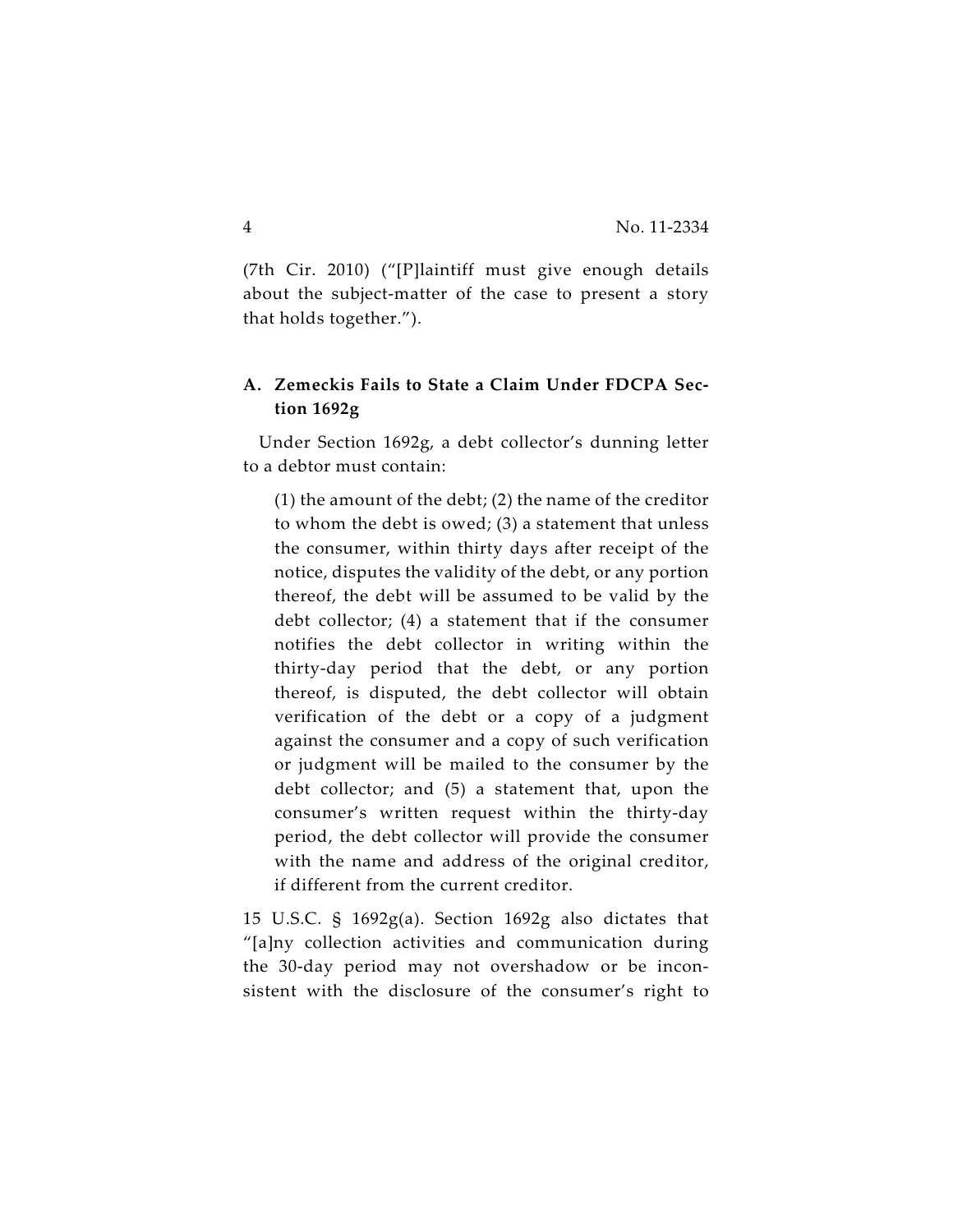(7th Cir. 2010) ("[P]laintiff must give enough details about the subject-matter of the case to present a story that holds together.").

### A. Zemeckis Fails to State a Claim Under FDCPA Section 1692g

Under Section 1692g, a debt collector's dunning letter to a debtor must contain:

> (1) the amount of the debt; (2) the name of the creditor to whom the debt is owed; (3) a statement that unless the consumer, within thirty days after receipt of the notice, disputes the validity of the debt, or any portion thereof, the debt will be assumed to be valid by the debt collector; (4) a statement that if the consumer notifies the debt collector in writing within the thirty-day period that the debt, or any portion thereof, is disputed, the debt collector will obtain verification of the debt or a copy of a judgment against the consumer and a copy of such verification or judgment will be mailed to the consumer by the debt collector; and (5) a statement that, upon the consumer's written request within the thirty-day period, the debt collector will provide the consumer with the name and address of the original creditor, if different from the current creditor.

15 U.S.C. § 1692g(a). Section 1692g also dictates that "[a]ny collection activities and communication during the 30-day period may not overshadow or be inconsistent with the disclosure of the consumer's right to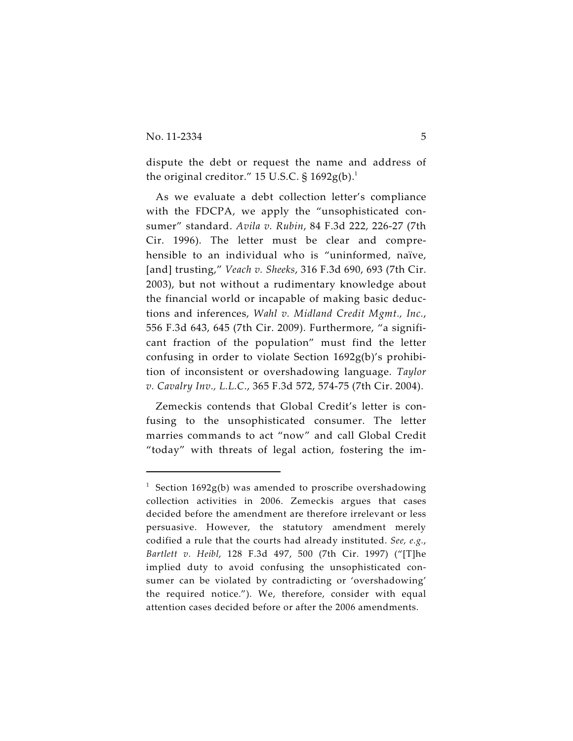dispute the debt or request the name and address of the original creditor." 15 U.S.C. § 1692g(b).[1]

As we evaluate a debt collection letter's compliance with the FDCPA, we apply the "unsophisticated consumer" standard. *Avila v. Rubin*, 84 F.3d 222, 226-27 (7th Cir. 1996). The letter must be clear and comprehensible to an individual who is "uninformed, naïve, [and] trusting," *Veach v. Sheeks*, 316 F.3d 690, 693 (7th Cir. 2003), but not without a rudimentary knowledge about the financial world or incapable of making basic deductions and inferences, *Wahl v. Midland Credit Mgmt., Inc.*, 556 F.3d 643, 645 (7th Cir. 2009). Furthermore, "a significant fraction of the population" must find the letter confusing in order to violate Section 1692g(b)'s prohibition of inconsistent or overshadowing language. *Taylor v. Cavalry Inv., L.L.C.*, 365 F.3d 572, 574-75 (7th Cir. 2004).

Zemeckis contends that Global Credit's letter is confusing to the unsophisticated consumer. The letter marries commands to act "now" and call Global Credit "today" with threats of legal action, fostering the im-

---

[1] Section 1692g(b) was amended to proscribe overshadowing collection activities in 2006. Zemeckis argues that cases decided before the amendment are therefore irrelevant or less persuasive. However, the statutory amendment merely codified a rule that the courts had already instituted. *See, e.g.*, *Bartlett v. Heibl*, 128 F.3d 497, 500 (7th Cir. 1997) ("[T]he implied duty to avoid confusing the unsophisticated consumer can be violated by contradicting or 'overshadowing' the required notice."). We, therefore, consider with equal attention cases decided before or after the 2006 amendments.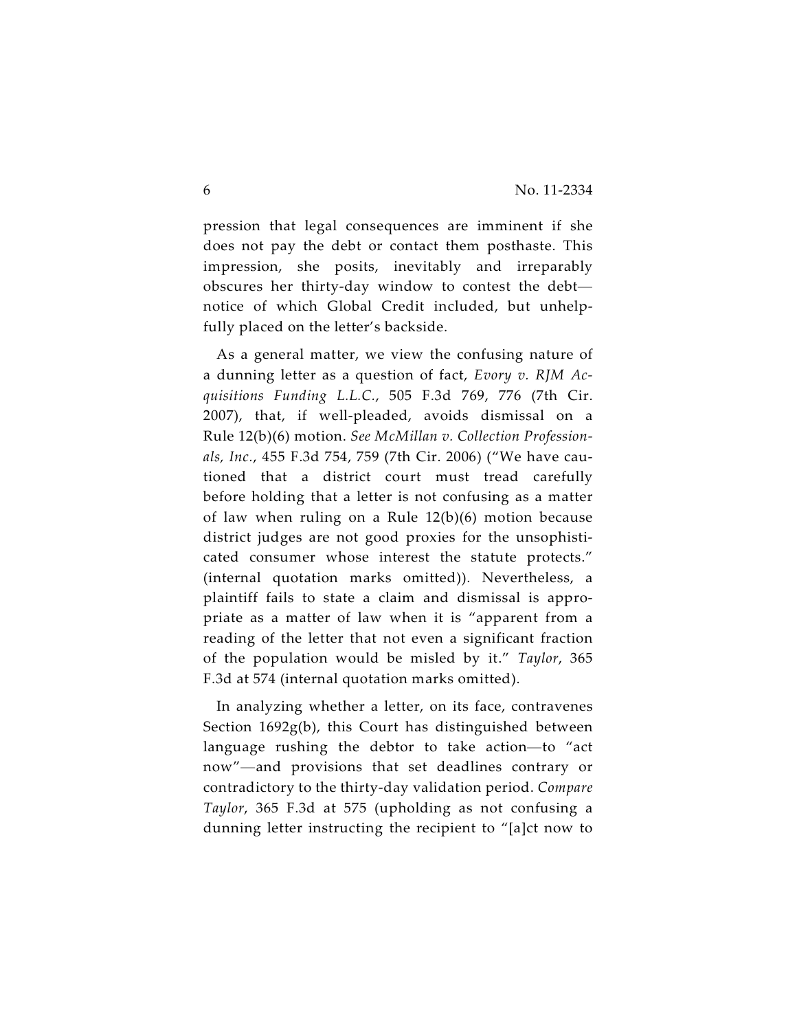pression that legal consequences are imminent if she does not pay the debt or contact them posthaste. This impression, she posits, inevitably and irreparably obscures her thirty-day window to contest the debt—notice of which Global Credit included, but unhelpfully placed on the letter's backside.

As a general matter, we view the confusing nature of a dunning letter as a question of fact, *Evory v. RJM Acquisitions Funding L.L.C.*, 505 F.3d 769, 776 (7th Cir. 2007), that, if well-pleaded, avoids dismissal on a Rule 12(b)(6) motion. *See McMillan v. Collection Professionals, Inc.*, 455 F.3d 754, 759 (7th Cir. 2006) ("We have cautioned that a district court must tread carefully before holding that a letter is not confusing as a matter of law when ruling on a Rule 12(b)(6) motion because district judges are not good proxies for the unsophisticated consumer whose interest the statute protects." (internal quotation marks omitted)). Nevertheless, a plaintiff fails to state a claim and dismissal is appropriate as a matter of law when it is "apparent from a reading of the letter that not even a significant fraction of the population would be misled by it." *Taylor*, 365 F.3d at 574 (internal quotation marks omitted).

In analyzing whether a letter, on its face, contravenes Section 1692g(b), this Court has distinguished between language rushing the debtor to take action—to "act now"—and provisions that set deadlines contrary or contradictory to the thirty-day validation period. *Compare Taylor*, 365 F.3d at 575 (upholding as not confusing a dunning letter instructing the recipient to "[a]ct now to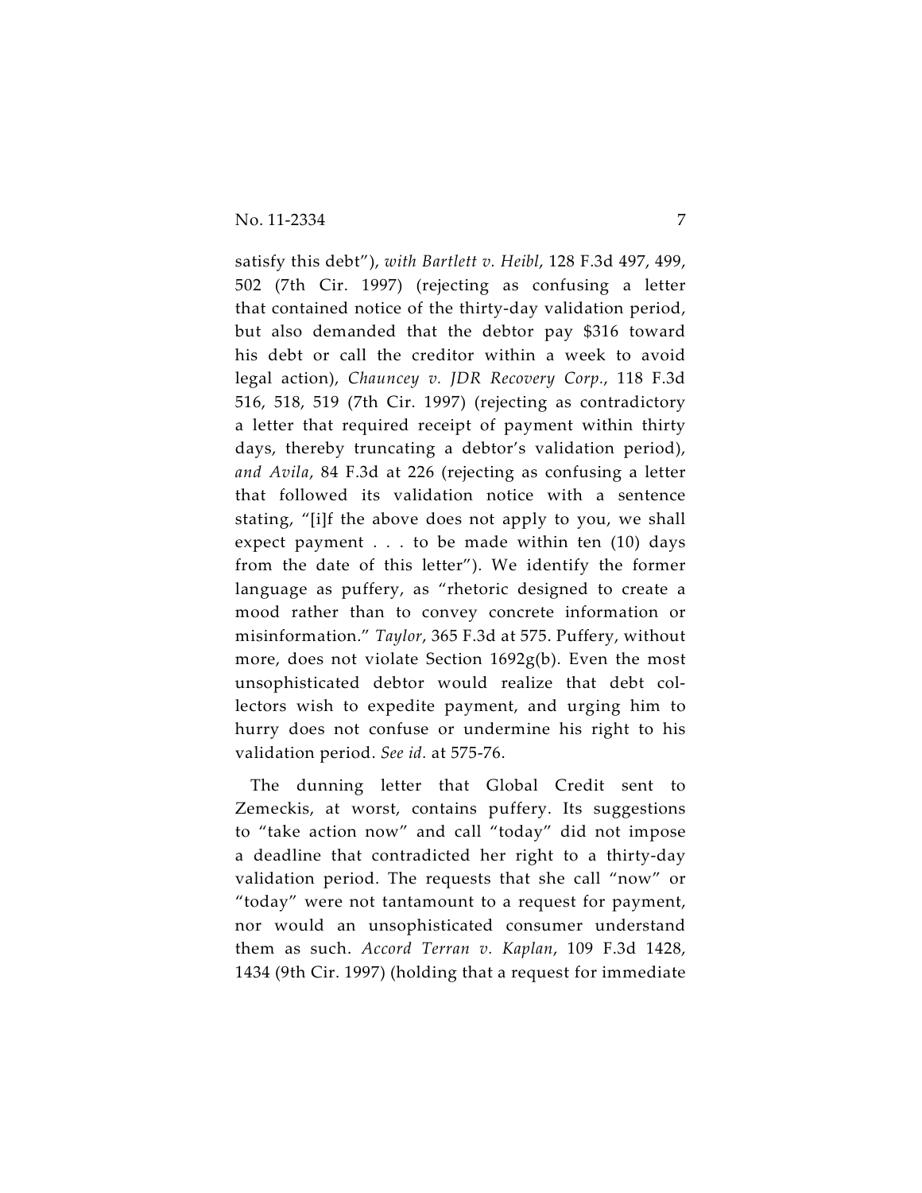satisfy this debt"), *with Bartlett v. Heibl*, 128 F.3d 497, 499, 502 (7th Cir. 1997) (rejecting as confusing a letter that contained notice of the thirty-day validation period, but also demanded that the debtor pay $316 toward his debt or call the creditor within a week to avoid legal action), *Chauncey v. JDR Recovery Corp.*, 118 F.3d 516, 518, 519 (7th Cir. 1997) (rejecting as contradictory a letter that required receipt of payment within thirty days, thereby truncating a debtor's validation period), *and Avila*, 84 F.3d at 226 (rejecting as confusing a letter that followed its validation notice with a sentence stating, "[i]f the above does not apply to you, we shall expect payment . . . to be made within ten (10) days from the date of this letter"). We identify the former language as puffery, as "rhetoric designed to create a mood rather than to convey concrete information or misinformation." *Taylor*, 365 F.3d at 575. Puffery, without more, does not violate Section 1692g(b). Even the most unsophisticated debtor would realize that debt collectors wish to expedite payment, and urging him to hurry does not confuse or undermine his right to his validation period. *See id.* at 575-76.

The dunning letter that Global Credit sent to Zemeckis, at worst, contains puffery. Its suggestions to "take action now" and call "today" did not impose a deadline that contradicted her right to a thirty-day validation period. The requests that she call "now" or "today" were not tantamount to a request for payment, nor would an unsophisticated consumer understand them as such. *Accord Terran v. Kaplan*, 109 F.3d 1428, 1434 (9th Cir. 1997) (holding that a request for immediate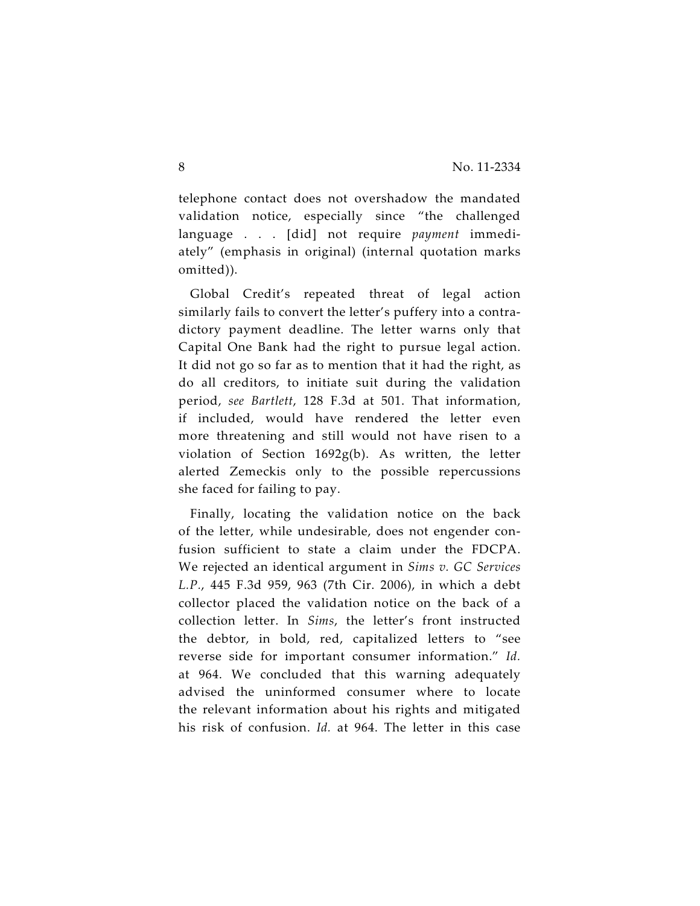telephone contact does not overshadow the mandated validation notice, especially since "the challenged language . . . [did] not require *payment* immediately" (emphasis in original) (internal quotation marks omitted)).

Global Credit's repeated threat of legal action similarly fails to convert the letter's puffery into a contradictory payment deadline. The letter warns only that Capital One Bank had the right to pursue legal action. It did not go so far as to mention that it had the right, as do all creditors, to initiate suit during the validation period, *see Bartlett*, 128 F.3d at 501. That information, if included, would have rendered the letter even more threatening and still would not have risen to a violation of Section 1692g(b). As written, the letter alerted Zemeckis only to the possible repercussions she faced for failing to pay.

Finally, locating the validation notice on the back of the letter, while undesirable, does not engender confusion sufficient to state a claim under the FDCPA. We rejected an identical argument in *Sims v. GC Services L.P.*, 445 F.3d 959, 963 (7th Cir. 2006), in which a debt collector placed the validation notice on the back of a collection letter. In *Sims*, the letter's front instructed the debtor, in bold, red, capitalized letters to "see reverse side for important consumer information." *Id.* at 964. We concluded that this warning adequately advised the uninformed consumer where to locate the relevant information about his rights and mitigated his risk of confusion. *Id.* at 964. The letter in this case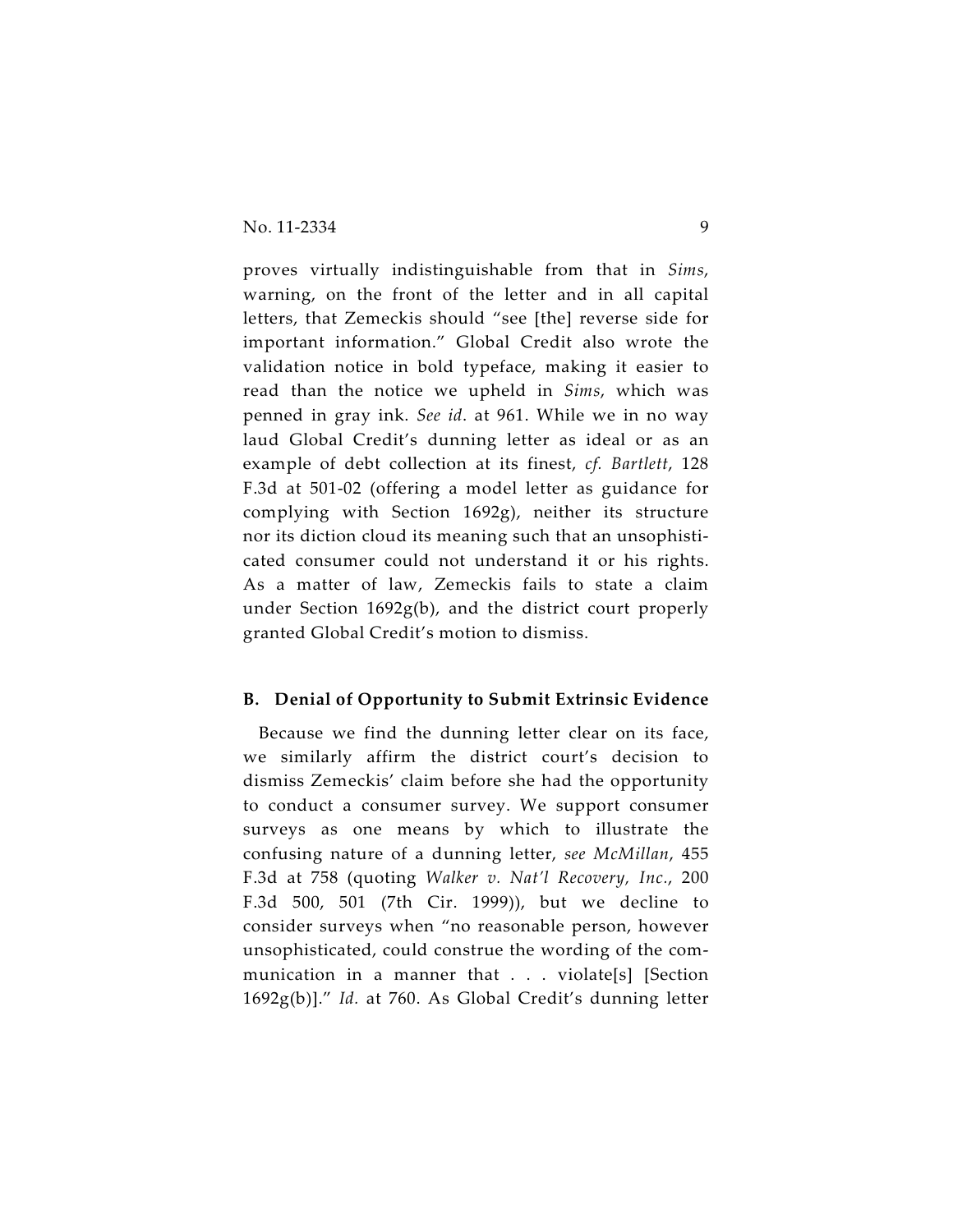proves virtually indistinguishable from that in *Sims*, warning, on the front of the letter and in all capital letters, that Zemeckis should "see [the] reverse side for important information." Global Credit also wrote the validation notice in bold typeface, making it easier to read than the notice we upheld in *Sims*, which was penned in gray ink. *See id*. at 961. While we in no way laud Global Credit's dunning letter as ideal or as an example of debt collection at its finest, *cf. Bartlett*, 128 F.3d at 501-02 (offering a model letter as guidance for complying with Section 1692g), neither its structure nor its diction cloud its meaning such that an unsophisticated consumer could not understand it or his rights. As a matter of law, Zemeckis fails to state a claim under Section 1692g(b), and the district court properly granted Global Credit's motion to dismiss.

### B. Denial of Opportunity to Submit Extrinsic Evidence

Because we find the dunning letter clear on its face, we similarly affirm the district court's decision to dismiss Zemeckis' claim before she had the opportunity to conduct a consumer survey. We support consumer surveys as one means by which to illustrate the confusing nature of a dunning letter, *see McMillan*, 455 F.3d at 758 (quoting *Walker v. Nat'l Recovery, Inc.*, 200 F.3d 500, 501 (7th Cir. 1999)), but we decline to consider surveys when "no reasonable person, however unsophisticated, could construe the wording of the communication in a manner that . . . violate[s] [Section 1692g(b)]." *Id.* at 760. As Global Credit's dunning letter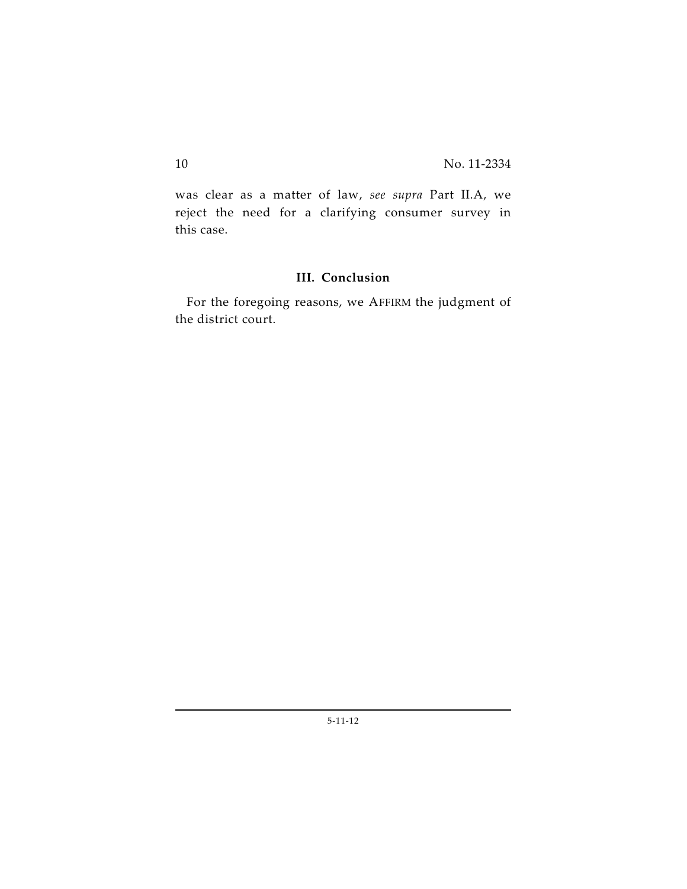was clear as a matter of law, *see supra* Part II.A, we reject the need for a clarifying consumer survey in this case.

### III. Conclusion

For the foregoing reasons, we AFFIRM the judgment of the district court.

5-11-12